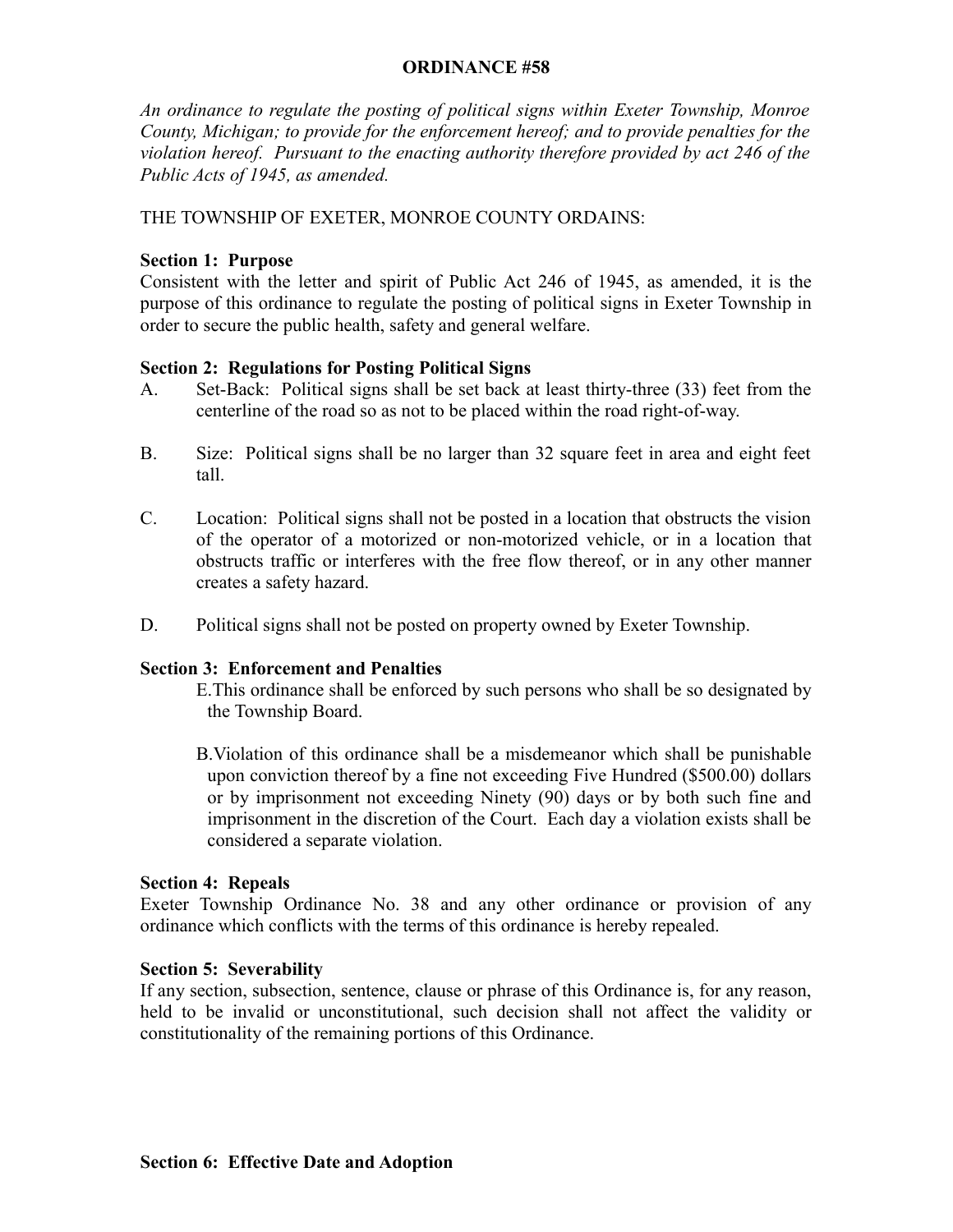# ORDINANCE #58

*An ordinance to regulate the posting of political signs within Exeter Township, Monroe County, Michigan; to provide for the enforcement hereof; and to provide penalties for the violation hereof. Pursuant to the enacting authority therefore provided by act 246 of the Public Acts of 1945, as amended.*

THE TOWNSHIP OF EXETER, MONROE COUNTY ORDAINS:

**Section 1: Purpose**

Consistent with the letter and spirit of Public Act 246 of 1945, as amended, it is the purpose of this ordinance to regulate the posting of political signs in Exeter Township in order to secure the public health, safety and general welfare.

**Section 2: Regulations for Posting Political Signs**

A. Set-Back: Political signs shall be set back at least thirty-three (33) feet from the centerline of the road so as not to be placed within the road right-of-way.

B. Size: Political signs shall be no larger than 32 square feet in area and eight feet tall.

C. Location: Political signs shall not be posted in a location that obstructs the vision of the operator of a motorized or non-motorized vehicle, or in a location that obstructs traffic or interferes with the free flow thereof, or in any other manner creates a safety hazard.

D. Political signs shall not be posted on property owned by Exeter Township.

**Section 3: Enforcement and Penalties**

E. This ordinance shall be enforced by such persons who shall be so designated by the Township Board.

B. Violation of this ordinance shall be a misdemeanor which shall be punishable upon conviction thereof by a fine not exceeding Five Hundred ($500.00) dollars or by imprisonment not exceeding Ninety (90) days or by both such fine and imprisonment in the discretion of the Court. Each day a violation exists shall be considered a separate violation.

**Section 4: Repeals**

Exeter Township Ordinance No. 38 and any other ordinance or provision of any ordinance which conflicts with the terms of this ordinance is hereby repealed.

**Section 5: Severability**

If any section, subsection, sentence, clause or phrase of this Ordinance is, for any reason, held to be invalid or unconstitutional, such decision shall not affect the validity or constitutionality of the remaining portions of this Ordinance.

**Section 6: Effective Date and Adoption**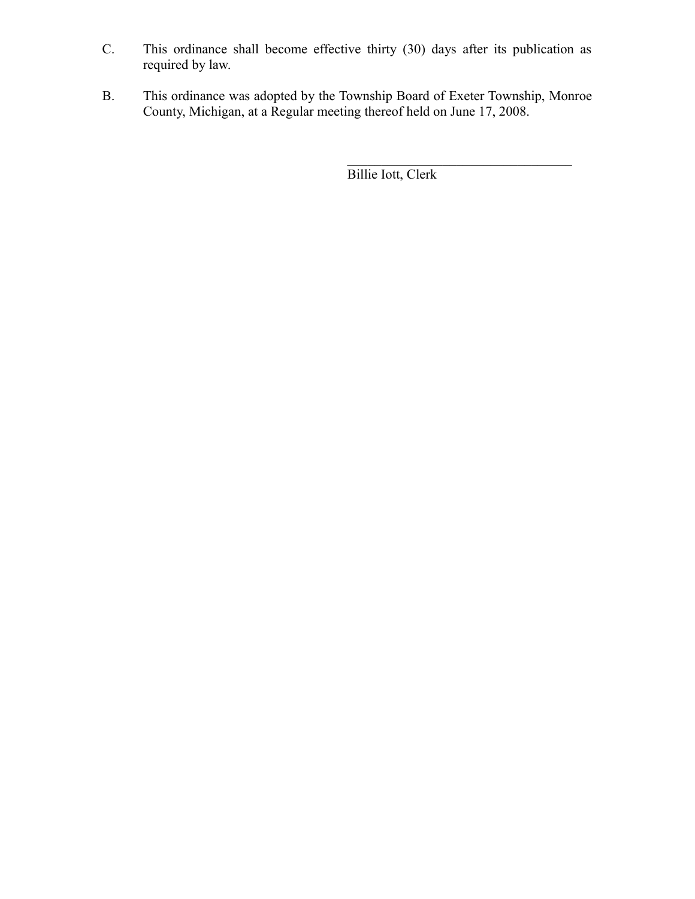C. This ordinance shall become effective thirty (30) days after its publication as required by law.

B. This ordinance was adopted by the Township Board of Exeter Township, Monroe County, Michigan, at a Regular meeting thereof held on June 17, 2008.

\_\_\_\_\_\_\_\_\_\_\_\_\_\_\_\_\_\_\_\_\_\_\_\_\_\_\_\_\_\_\_\_\_\_\_

Billie Iott, Clerk